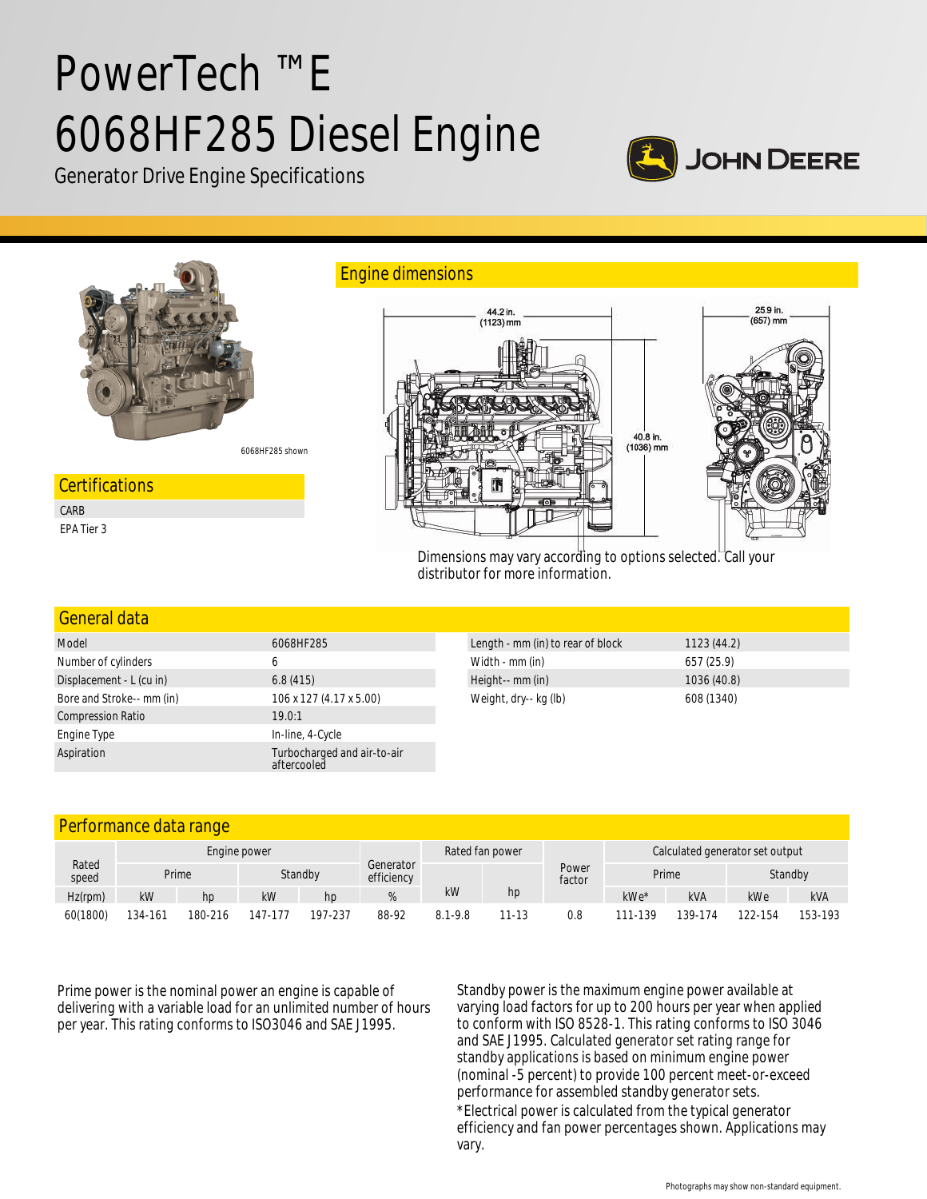# PowerTech ™E 6068HF285 Diesel Engine

Generator Drive Engine Specifications

6068HF285 shown

## Certifications

- CARB
- EPA Tier 3

## Engine dimensions

44.2 in. (1123) mm

40.8 in. (1036) mm

25.9 in. (657) mm

Dimensions may vary according to options selected. Call your distributor for more information.

## General data

| | |
|---|---|
| Model | 6068HF285 |
| Number of cylinders | 6 |
| Displacement - L (cu in) | 6.8 (415) |
| Bore and Stroke-- mm (in) | 106 x 127 (4.17 x 5.00) |
| Compression Ratio | 19.0:1 |
| Engine Type | In-line, 4-Cycle |
| Aspiration | Turbocharged and air-to-air aftercooled |

| | |
|---|---|
| Length - mm (in) to rear of block | 1123 (44.2) |
| Width - mm (in) | 657 (25.9) |
| Height-- mm (in) | 1036 (40.8) |
| Weight, dry-- kg (lb) | 608 (1340) |

## Performance data range

| Rated speed | Engine power | | | | Generator efficiency | Rated fan power | | Power factor | Calculated generator set output | | | |
|---|---|---|---|---|---|---|---|---|---|---|---|---|
| | Prime | | Standby | | | | | | Prime | | Standby | |
| Hz(rpm) | kW | hp | kW | hp | % | kW | hp | | kWe* | kVA | kWe | kVA |
| 60(1800) | 134-161 | 180-216 | 147-177 | 197-237 | 88-92 | 8.1-9.8 | 11-13 | 0.8 | 111-139 | 139-174 | 122-154 | 153-193 |

Prime power is the nominal power an engine is capable of delivering with a variable load for an unlimited number of hours per year. This rating conforms to ISO3046 and SAE J1995.

Standby power is the maximum engine power available at varying load factors for up to 200 hours per year when applied to conform with ISO 8528-1. This rating conforms to ISO 3046 and SAE J1995. Calculated generator set rating range for standby applications is based on minimum engine power (nominal -5 percent) to provide 100 percent meet-or-exceed performance for assembled standby generator sets.

*Electrical power is calculated from the typical generator efficiency and fan power percentages shown. Applications may vary.

Photographs may show non-standard equipment.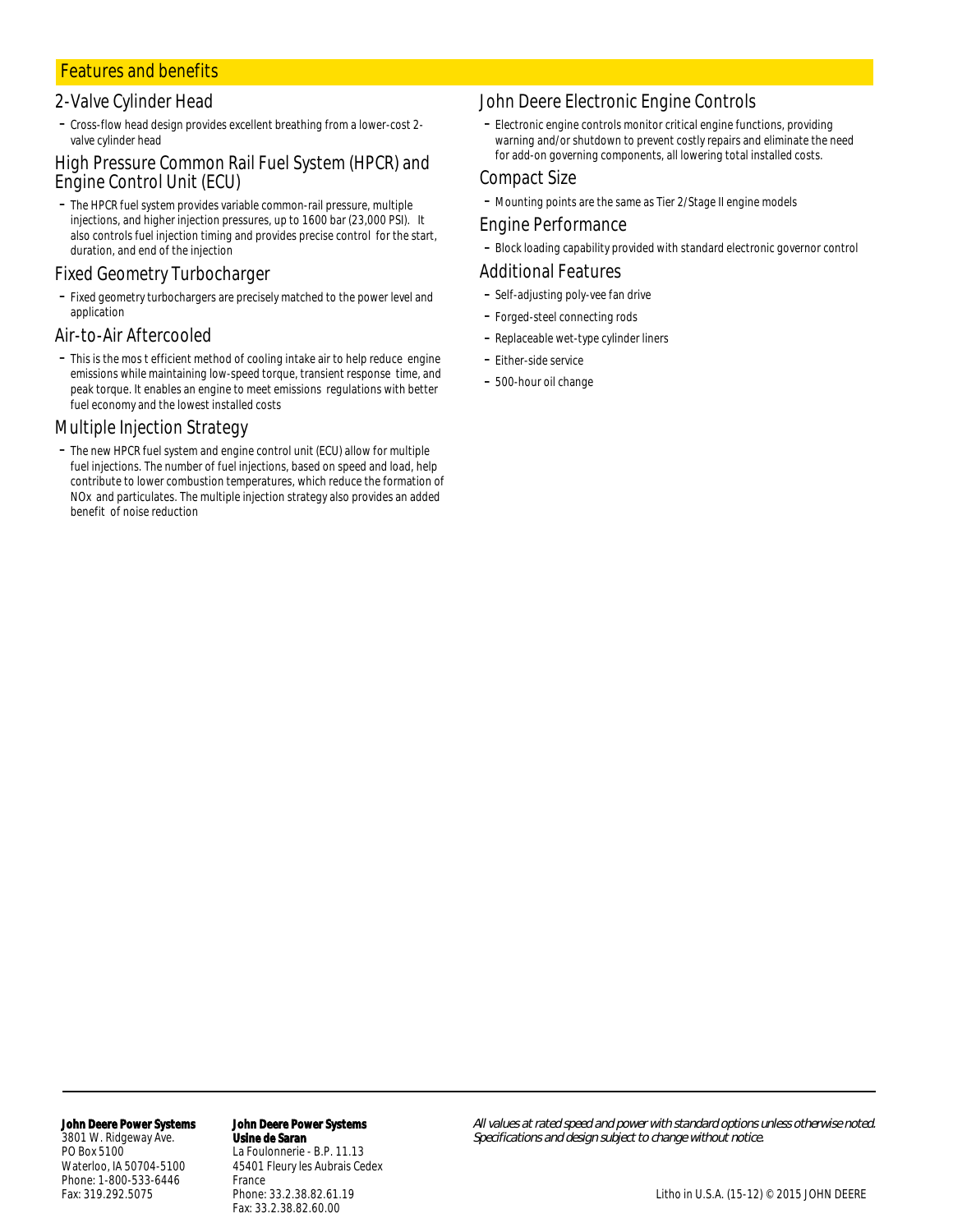## Features and benefits

### 2-Valve Cylinder Head

- Cross-flow head design provides excellent breathing from a lower-cost 2-valve cylinder head

### High Pressure Common Rail Fuel System (HPCR) and Engine Control Unit (ECU)

- The HPCR fuel system provides variable common-rail pressure, multiple injections, and higher injection pressures, up to 1600 bar (23,000 PSI). It also controls fuel injection timing and provides precise control for the start, duration, and end of the injection

### Fixed Geometry Turbocharger

- Fixed geometry turbochargers are precisely matched to the power level and application

### Air-to-Air Aftercooled

- This is the mos t efficient method of cooling intake air to help reduce engine emissions while maintaining low-speed torque, transient response time, and peak torque. It enables an engine to meet emissions regulations with better fuel economy and the lowest installed costs

### Multiple Injection Strategy

- The new HPCR fuel system and engine control unit (ECU) allow for multiple fuel injections. The number of fuel injections, based on speed and load, help contribute to lower combustion temperatures, which reduce the formation of NOx and particulates. The multiple injection strategy also provides an added benefit of noise reduction

### John Deere Electronic Engine Controls

- Electronic engine controls monitor critical engine functions, providing warning and/or shutdown to prevent costly repairs and eliminate the need for add-on governing components, all lowering total installed costs.

### Compact Size

- Mounting points are the same as Tier 2/Stage II engine models

### Engine Performance

- Block loading capability provided with standard electronic governor control

### Additional Features

- Self-adjusting poly-vee fan drive
- Forged-steel connecting rods
- Replaceable wet-type cylinder liners
- Either-side service
- 500-hour oil change

---

**John Deere Power Systems**
3801 W. Ridgeway Ave.
PO Box 5100
Waterloo, IA 50704-5100
Phone: 1-800-533-6446
Fax: 319.292.5075

**John Deere Power Systems**
**Usine de Saran**
La Foulonnerie - B.P. 11.13
45401 Fleury les Aubrais Cedex
France
Phone: 33.2.38.82.61.19
Fax: 33.2.38.82.60.00

*All values at rated speed and power with standard options unless otherwise noted.*
*Specifications and design subject to change without notice.*

Litho in U.S.A. (15-12) © 2015 JOHN DEERE